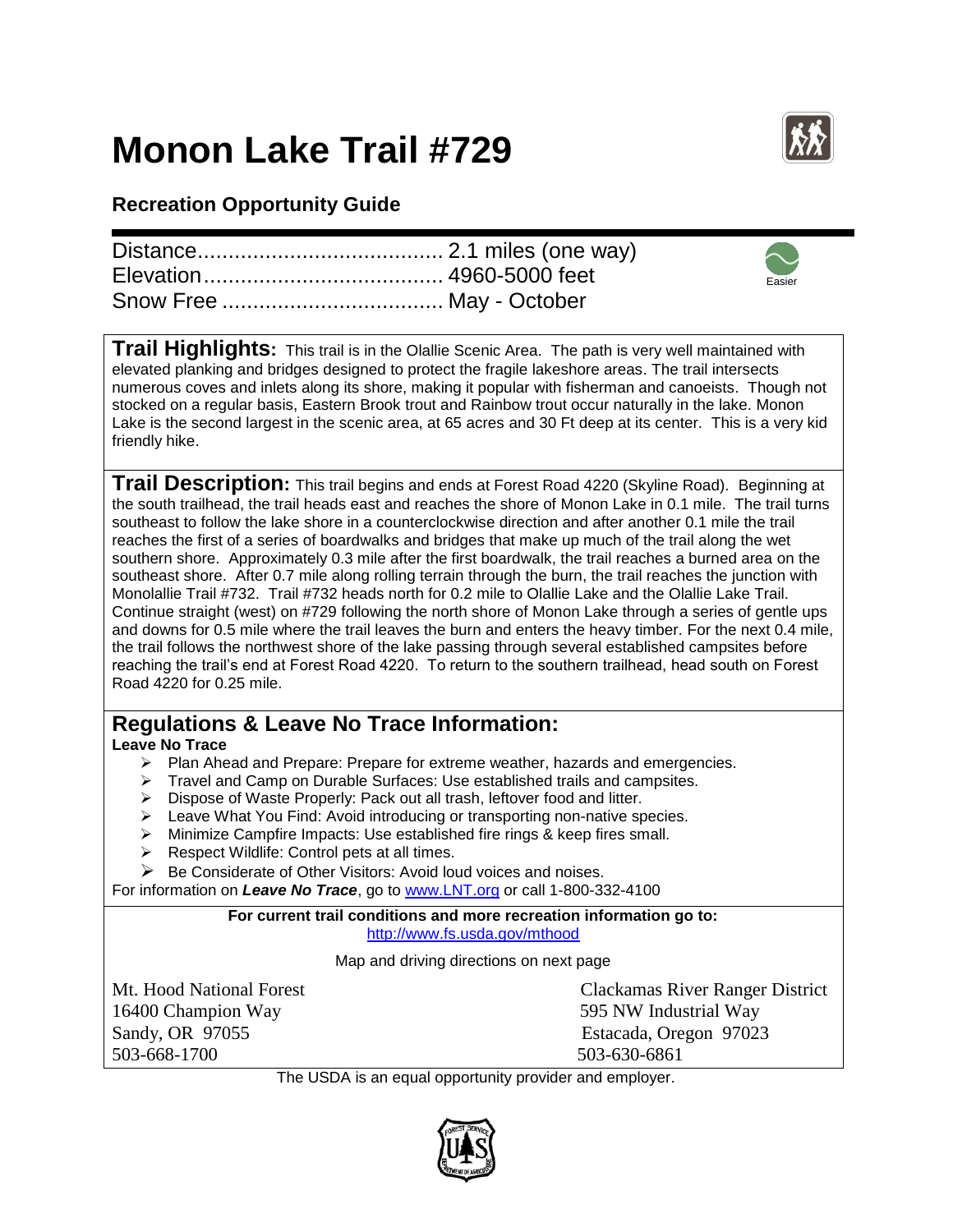# Monon Lake Trail #729

## Recreation Opportunity Guide

Distance........................................ 2.1 miles (one way)
Elevation....................................... 4960-5000 feet
Snow Free ................................... May - October

Easier

**Trail Highlights:** This trail is in the Olallie Scenic Area. The path is very well maintained with elevated planking and bridges designed to protect the fragile lakeshore areas. The trail intersects numerous coves and inlets along its shore, making it popular with fisherman and canoeists. Though not stocked on a regular basis, Eastern Brook trout and Rainbow trout occur naturally in the lake. Monon Lake is the second largest in the scenic area, at 65 acres and 30 Ft deep at its center. This is a very kid friendly hike.

**Trail Description:** This trail begins and ends at Forest Road 4220 (Skyline Road). Beginning at the south trailhead, the trail heads east and reaches the shore of Monon Lake in 0.1 mile. The trail turns southeast to follow the lake shore in a counterclockwise direction and after another 0.1 mile the trail reaches the first of a series of boardwalks and bridges that make up much of the trail along the wet southern shore. Approximately 0.3 mile after the first boardwalk, the trail reaches a burned area on the southeast shore. After 0.7 mile along rolling terrain through the burn, the trail reaches the junction with Monolallie Trail #732. Trail #732 heads north for 0.2 mile to Olallie Lake and the Olallie Lake Trail. Continue straight (west) on #729 following the north shore of Monon Lake through a series of gentle ups and downs for 0.5 mile where the trail leaves the burn and enters the heavy timber. For the next 0.4 mile, the trail follows the northwest shore of the lake passing through several established campsites before reaching the trail's end at Forest Road 4220. To return to the southern trailhead, head south on Forest Road 4220 for 0.25 mile.

## Regulations & Leave No Trace Information:

**Leave No Trace**

- Plan Ahead and Prepare: Prepare for extreme weather, hazards and emergencies.
- Travel and Camp on Durable Surfaces: Use established trails and campsites.
- Dispose of Waste Properly: Pack out all trash, leftover food and litter.
- Leave What You Find: Avoid introducing or transporting non-native species.
- Minimize Campfire Impacts: Use established fire rings & keep fires small.
- Respect Wildlife: Control pets at all times.
- Be Considerate of Other Visitors: Avoid loud voices and noises.

For information on ***Leave No Trace***, go to www.LNT.org or call 1-800-332-4100

**For current trail conditions and more recreation information go to:**
http://www.fs.usda.gov/mthood

Map and driving directions on next page

Mt. Hood National Forest
16400 Champion Way
Sandy, OR 97055
503-668-1700

Clackamas River Ranger District
595 NW Industrial Way
Estacada, Oregon 97023
503-630-6861

The USDA is an equal opportunity provider and employer.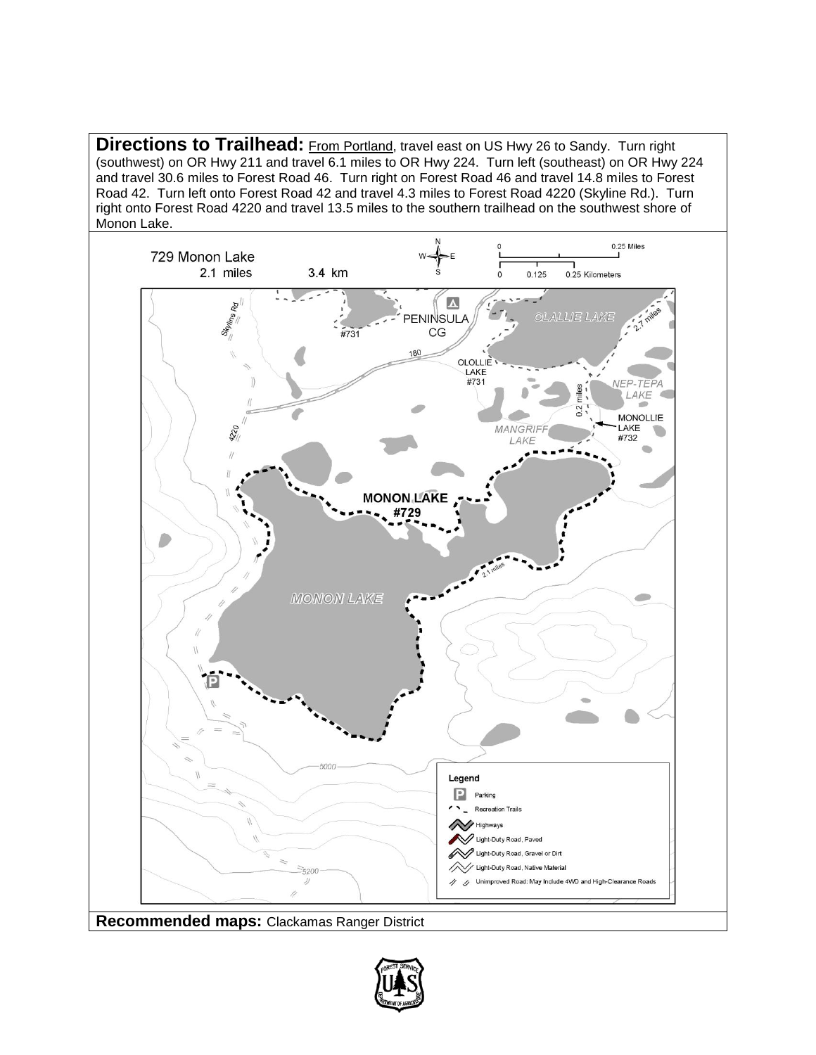**Directions to Trailhead:** From Portland, travel east on US Hwy 26 to Sandy. Turn right (southwest) on OR Hwy 211 and travel 6.1 miles to OR Hwy 224. Turn left (southeast) on OR Hwy 224 and travel 30.6 miles to Forest Road 46. Turn right on Forest Road 46 and travel 14.8 miles to Forest Road 42. Turn left onto Forest Road 42 and travel 4.3 miles to Forest Road 4220 (Skyline Rd.). Turn right onto Forest Road 4220 and travel 13.5 miles to the southern trailhead on the southwest shore of Monon Lake.

729 Monon Lake
2.1 miles 3.4 km

0 0.25 Miles
0 0.125 0.25 Kilometers

Skyline Rd
#731
PENINSULA CG
OLALLIE LAKE
2.7 miles
180
OLOLLIE LAKE #731
NEP-TEPA LAKE
0.2 miles
MONOLLIE LAKE #732
4220
MANGRIFF LAKE
MONON LAKE #729
2.1 miles
MONON LAKE
5000
5200

Legend
Parking
Recreation Trails
Highways
Light-Duty Road, Paved
Light-Duty Road, Gravel or Dirt
Light-Duty Road, Native Material
Unimproved Road: May Include 4WD and High-Clearance Roads

**Recommended maps:** Clackamas Ranger District